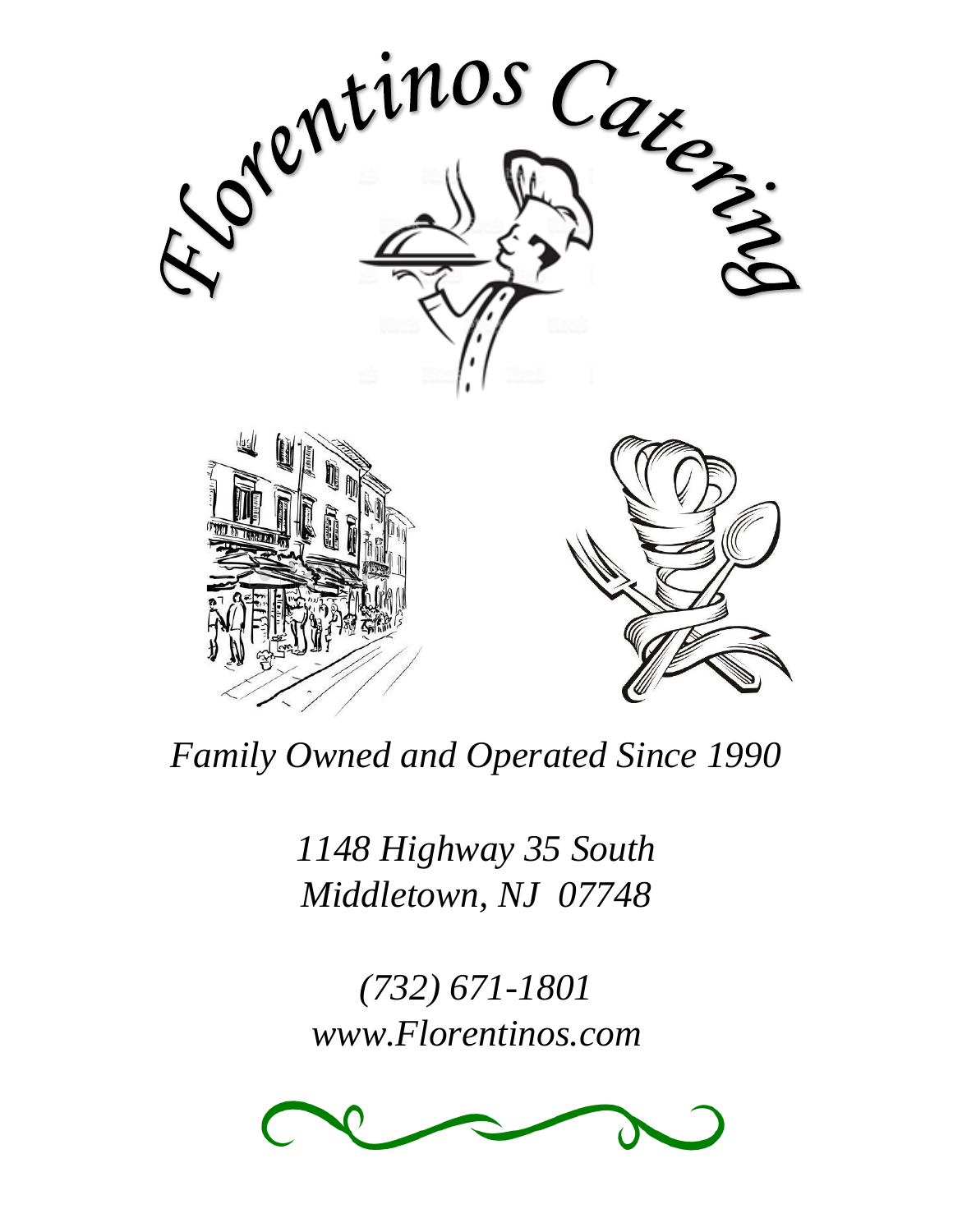# Florentinos Catering

*Family Owned and Operated Since 1990*

*1148 Highway 35 South*
*Middletown, NJ 07748*

*(732) 671-1801*
*www.Florentinos.com*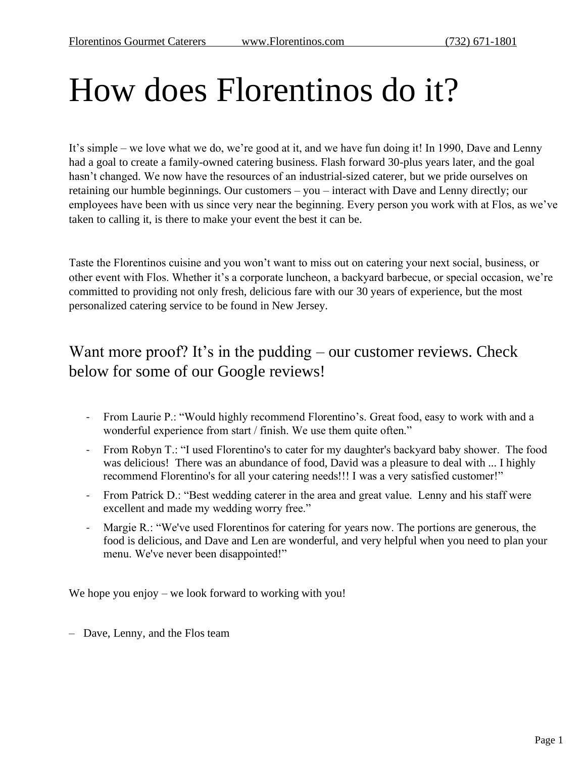# How does Florentinos do it?

It's simple – we love what we do, we're good at it, and we have fun doing it! In 1990, Dave and Lenny had a goal to create a family-owned catering business. Flash forward 30-plus years later, and the goal hasn't changed. We now have the resources of an industrial-sized caterer, but we pride ourselves on retaining our humble beginnings. Our customers – you – interact with Dave and Lenny directly; our employees have been with us since very near the beginning. Every person you work with at Flos, as we've taken to calling it, is there to make your event the best it can be.

Taste the Florentinos cuisine and you won't want to miss out on catering your next social, business, or other event with Flos. Whether it's a corporate luncheon, a backyard barbecue, or special occasion, we're committed to providing not only fresh, delicious fare with our 30 years of experience, but the most personalized catering service to be found in New Jersey.

## Want more proof? It's in the pudding – our customer reviews. Check below for some of our Google reviews!

- From Laurie P.: "Would highly recommend Florentino's. Great food, easy to work with and a wonderful experience from start / finish. We use them quite often."
- From Robyn T.: "I used Florentino's to cater for my daughter's backyard baby shower. The food was delicious! There was an abundance of food, David was a pleasure to deal with ... I highly recommend Florentino's for all your catering needs!!! I was a very satisfied customer!"
- From Patrick D.: "Best wedding caterer in the area and great value. Lenny and his staff were excellent and made my wedding worry free."
- Margie R.: "We've used Florentinos for catering for years now. The portions are generous, the food is delicious, and Dave and Len are wonderful, and very helpful when you need to plan your menu. We've never been disappointed!"

We hope you enjoy – we look forward to working with you!

– Dave, Lenny, and the Flos team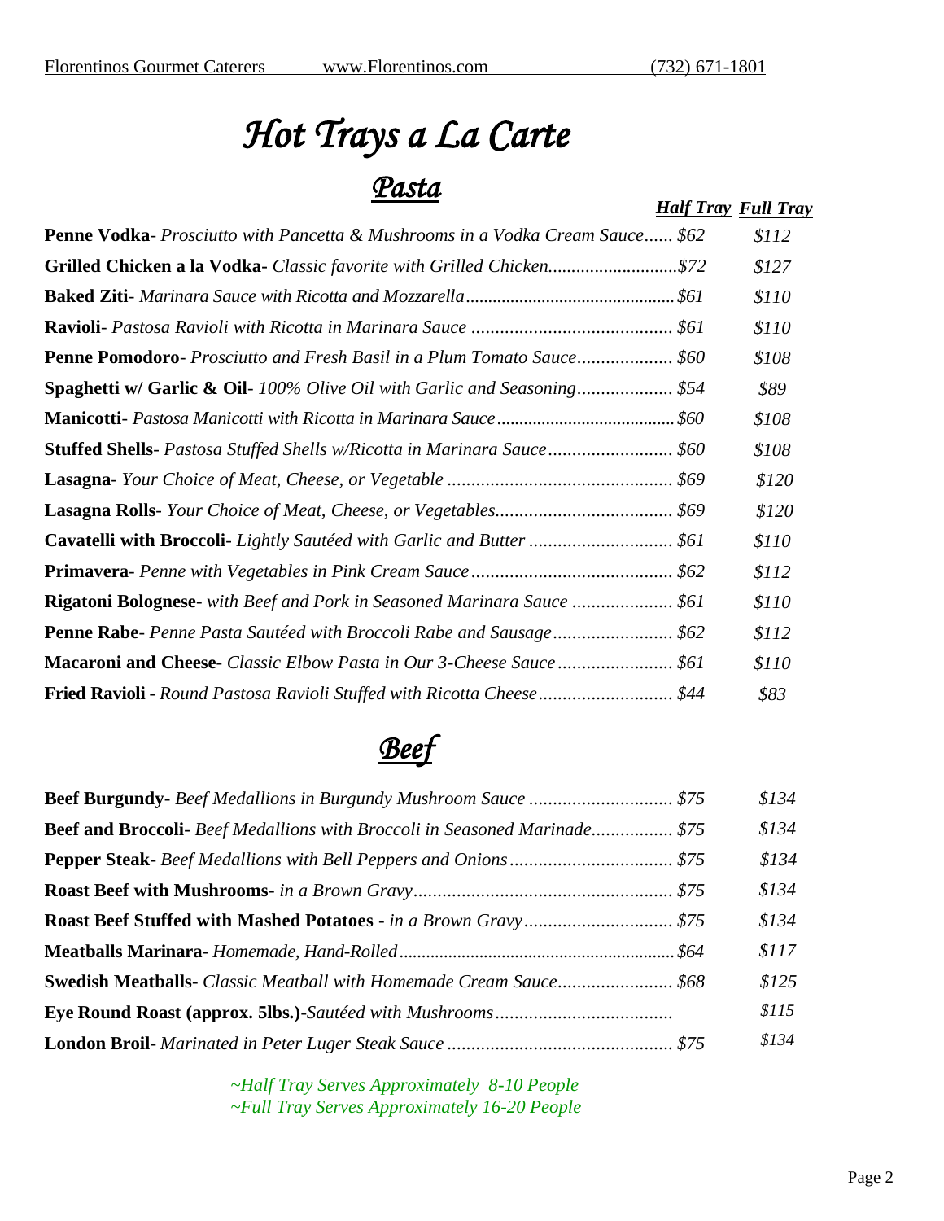# *Hot Trays a La Carte*

## *Pasta*

| | *Half Tray* | *Full Tray* |
|---|---|---|
| **Penne Vodka**- *Prosciutto with Pancetta & Mushrooms in a Vodka Cream Sauce* | *$62* | *$112* |
| **Grilled Chicken a la Vodka-** *Classic favorite with Grilled Chicken* | *$72* | *$127* |
| **Baked Ziti**- *Marinara Sauce with Ricotta and Mozzarella* | *$61* | *$110* |
| **Ravioli**- *Pastosa Ravioli with Ricotta in Marinara Sauce* | *$61* | *$110* |
| **Penne Pomodoro**- *Prosciutto and Fresh Basil in a Plum Tomato Sauce* | *$60* | *$108* |
| **Spaghetti w/ Garlic & Oil**- *100% Olive Oil with Garlic and Seasoning* | *$54* | *$89* |
| **Manicotti**- *Pastosa Manicotti with Ricotta in Marinara Sauce* | *$60* | *$108* |
| **Stuffed Shells**- *Pastosa Stuffed Shells w/Ricotta in Marinara Sauce* | *$60* | *$108* |
| **Lasagna**- *Your Choice of Meat, Cheese, or Vegetable* | *$69* | *$120* |
| **Lasagna Rolls**- *Your Choice of Meat, Cheese, or Vegetables* | *$69* | *$120* |
| **Cavatelli with Broccoli**- *Lightly Sautéed with Garlic and Butter* | *$61* | *$110* |
| **Primavera**- *Penne with Vegetables in Pink Cream Sauce* | *$62* | *$112* |
| **Rigatoni Bolognese**- *with Beef and Pork in Seasoned Marinara Sauce* | *$61* | *$110* |
| **Penne Rabe**- *Penne Pasta Sautéed with Broccoli Rabe and Sausage* | *$62* | *$112* |
| **Macaroni and Cheese**- *Classic Elbow Pasta in Our 3-Cheese Sauce* | *$61* | *$110* |
| **Fried Ravioli** - *Round Pastosa Ravioli Stuffed with Ricotta Cheese* | *$44* | *$83* |

## *Beef*

| | *Half Tray* | *Full Tray* |
|---|---|---|
| **Beef Burgundy**- *Beef Medallions in Burgundy Mushroom Sauce* | *$75* | *$134* |
| **Beef and Broccoli**- *Beef Medallions with Broccoli in Seasoned Marinade* | *$75* | *$134* |
| **Pepper Steak**- *Beef Medallions with Bell Peppers and Onions* | *$75* | *$134* |
| **Roast Beef with Mushrooms**- *in a Brown Gravy* | *$75* | *$134* |
| **Roast Beef Stuffed with Mashed Potatoes** - *in a Brown Gravy* | *$75* | *$134* |
| **Meatballs Marinara**- *Homemade, Hand-Rolled* | *$64* | *$117* |
| **Swedish Meatballs**- *Classic Meatball with Homemade Cream Sauce* | *$68* | *$125* |
| **Eye Round Roast (approx. 5lbs.)**-*Sautéed with Mushrooms* | | *$115* |
| **London Broil**- *Marinated in Peter Luger Steak Sauce* | *$75* | *$134* |

*~Half Tray Serves Approximately 8-10 People*
*~Full Tray Serves Approximately 16-20 People*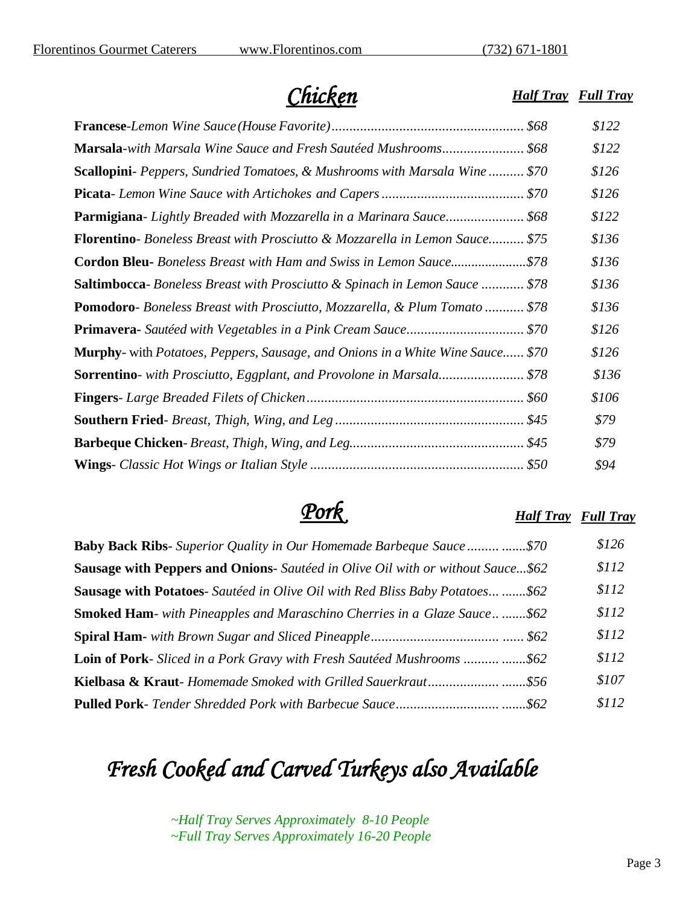## Chicken

| Item | Half Tray | Full Tray |
|---|---|---|
| **Francese**-*Lemon Wine Sauce (House Favorite)* | *$68* | *$122* |
| **Marsala**-*with Marsala Wine Sauce and Fresh Sautéed Mushrooms* | *$68* | *$122* |
| **Scallopini**- *Peppers, Sundried Tomatoes, & Mushrooms with Marsala Wine* | *$70* | *$126* |
| **Picata**- *Lemon Wine Sauce with Artichokes and Capers* | *$70* | *$126* |
| **Parmigiana**- *Lightly Breaded with Mozzarella in a Marinara Sauce* | *$68* | *$122* |
| **Florentino**- *Boneless Breast with Prosciutto & Mozzarella in Lemon Sauce* | *$75* | *$136* |
| **Cordon Bleu**- *Boneless Breast with Ham and Swiss in Lemon Sauce* | *$78* | *$136* |
| **Saltimbocca**- *Boneless Breast with Prosciutto & Spinach in Lemon Sauce* | *$78* | *$136* |
| **Pomodoro**- *Boneless Breast with Prosciutto, Mozzarella, & Plum Tomato* | *$78* | *$136* |
| **Primavera**- *Sautéed with Vegetables in a Pink Cream Sauce* | *$70* | *$126* |
| **Murphy**- with *Potatoes, Peppers, Sausage, and Onions in a White Wine Sauce* | *$70* | *$126* |
| **Sorrentino**- *with Prosciutto, Eggplant, and Provolone in Marsala* | *$78* | *$136* |
| **Fingers**- *Large Breaded Filets of Chicken* | *$60* | *$106* |
| **Southern Fried**- *Breast, Thigh, Wing, and Leg* | *$45* | *$79* |
| **Barbeque Chicken**- *Breast, Thigh, Wing, and Leg.* | *$45* | *$79* |
| **Wings**- *Classic Hot Wings or Italian Style* | *$50* | *$94* |

## Pork

| Item | Half Tray | Full Tray |
|---|---|---|
| **Baby Back Ribs**- *Superior Quality in Our Homemade Barbeque Sauce* | *$70* | *$126* |
| **Sausage with Peppers and Onions**- *Sautéed in Olive Oil with or without Sauce* | *$62* | *$112* |
| **Sausage with Potatoes**- *Sautéed in Olive Oil with Red Bliss Baby Potatoes* | *$62* | *$112* |
| **Smoked Ham**- *with Pineapples and Maraschino Cherries in a Glaze Sauce* | *$62* | *$112* |
| **Spiral Ham**- *with Brown Sugar and Sliced Pineapple* | *$62* | *$112* |
| **Loin of Pork**- *Sliced in a Pork Gravy with Fresh Sautéed Mushrooms* | *$62* | *$112* |
| **Kielbasa & Kraut**- *Homemade Smoked with Grilled Sauerkraut* | *$56* | *$107* |
| **Pulled Pork**- *Tender Shredded Pork with Barbecue Sauce* | *$62* | *$112* |

## *Fresh Cooked and Carved Turkeys also Available*

*~Half Tray Serves Approximately 8-10 People*
*~Full Tray Serves Approximately 16-20 People*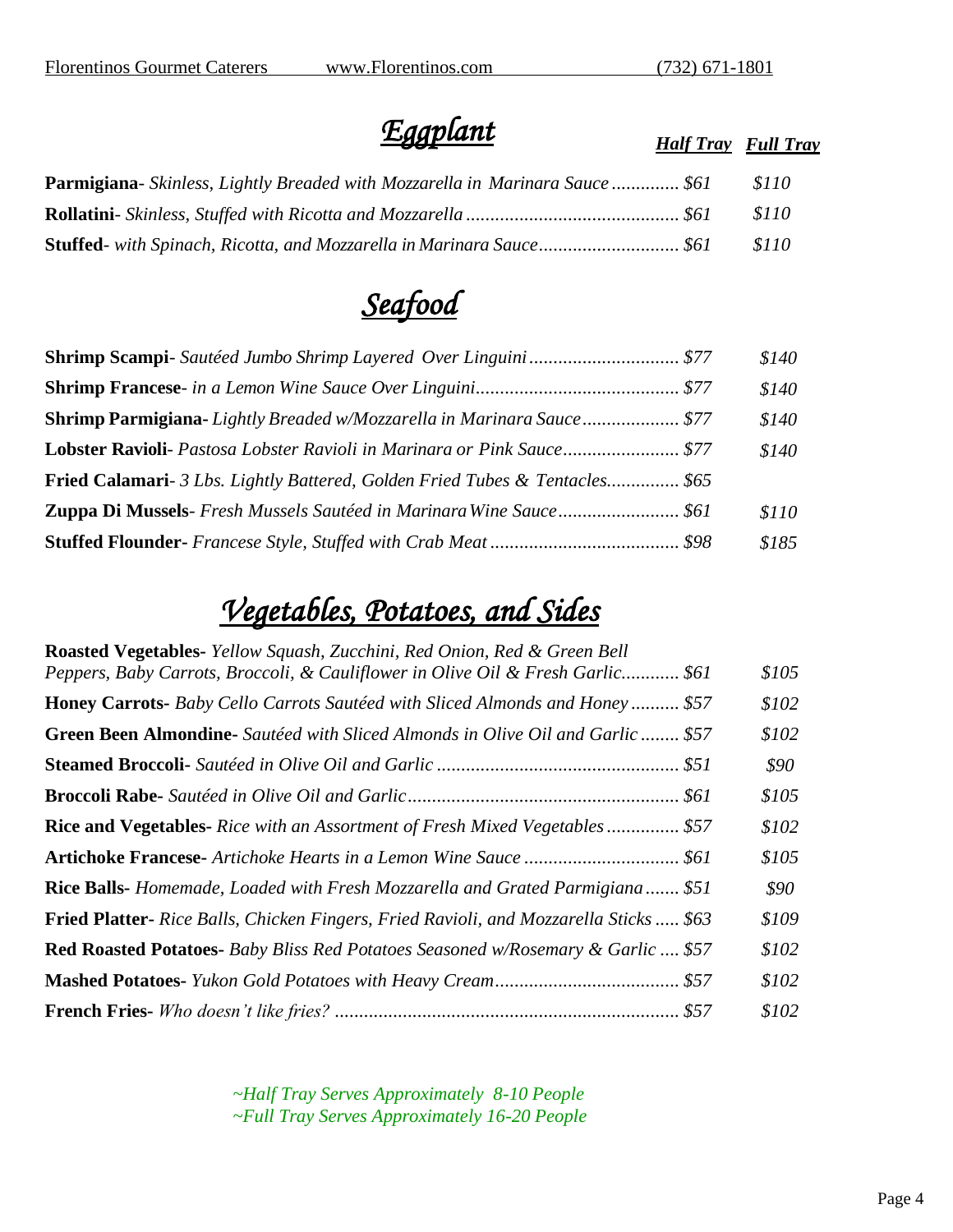## *Eggplant*

| Item | Half Tray | Full Tray |
|---|---|---|
| **Parmigiana**- *Skinless, Lightly Breaded with Mozzarella in Marinara Sauce* | $61 | $110 |
| **Rollatini**- *Skinless, Stuffed with Ricotta and Mozzarella* | $61 | $110 |
| **Stuffed**- *with Spinach, Ricotta, and Mozzarella in Marinara Sauce* | $61 | $110 |

## *Seafood*

| Item | Half Tray | Full Tray |
|---|---|---|
| **Shrimp Scampi**- *Sautéed Jumbo Shrimp Layered Over Linguini* | $77 | $140 |
| **Shrimp Francese**- *in a Lemon Wine Sauce Over Linguini* | $77 | $140 |
| **Shrimp Parmigiana**- *Lightly Breaded w/Mozzarella in Marinara Sauce* | $77 | $140 |
| **Lobster Ravioli**- *Pastosa Lobster Ravioli in Marinara or Pink Sauce* | $77 | $140 |
| **Fried Calamari**- *3 Lbs. Lightly Battered, Golden Fried Tubes & Tentacles* | $65 | |
| **Zuppa Di Mussels**- *Fresh Mussels Sautéed in Marinara Wine Sauce* | $61 | $110 |
| **Stuffed Flounder**- *Francese Style, Stuffed with Crab Meat* | $98 | $185 |

## *Vegetables, Potatoes, and Sides*

| Item | Half Tray | Full Tray |
|---|---|---|
| **Roasted Vegetables**- *Yellow Squash, Zucchini, Red Onion, Red & Green Bell Peppers, Baby Carrots, Broccoli, & Cauliflower in Olive Oil & Fresh Garlic* | $61 | $105 |
| **Honey Carrots**- *Baby Cello Carrots Sautéed with Sliced Almonds and Honey* | $57 | $102 |
| **Green Been Almondine**- *Sautéed with Sliced Almonds in Olive Oil and Garlic* | $57 | $102 |
| **Steamed Broccoli**- *Sautéed in Olive Oil and Garlic* | $51 | $90 |
| **Broccoli Rabe**- *Sautéed in Olive Oil and Garlic* | $61 | $105 |
| **Rice and Vegetables**- *Rice with an Assortment of Fresh Mixed Vegetables* | $57 | $102 |
| **Artichoke Francese**- *Artichoke Hearts in a Lemon Wine Sauce* | $61 | $105 |
| **Rice Balls**- *Homemade, Loaded with Fresh Mozzarella and Grated Parmigiana* | $51 | $90 |
| **Fried Platter**- *Rice Balls, Chicken Fingers, Fried Ravioli, and Mozzarella Sticks* | $63 | $109 |
| **Red Roasted Potatoes**- *Baby Bliss Red Potatoes Seasoned w/Rosemary & Garlic* | $57 | $102 |
| **Mashed Potatoes**- *Yukon Gold Potatoes with Heavy Cream* | $57 | $102 |
| **French Fries**- *Who doesn't like fries?* | $57 | $102 |

*~Half Tray Serves Approximately 8-10 People*
*~Full Tray Serves Approximately 16-20 People*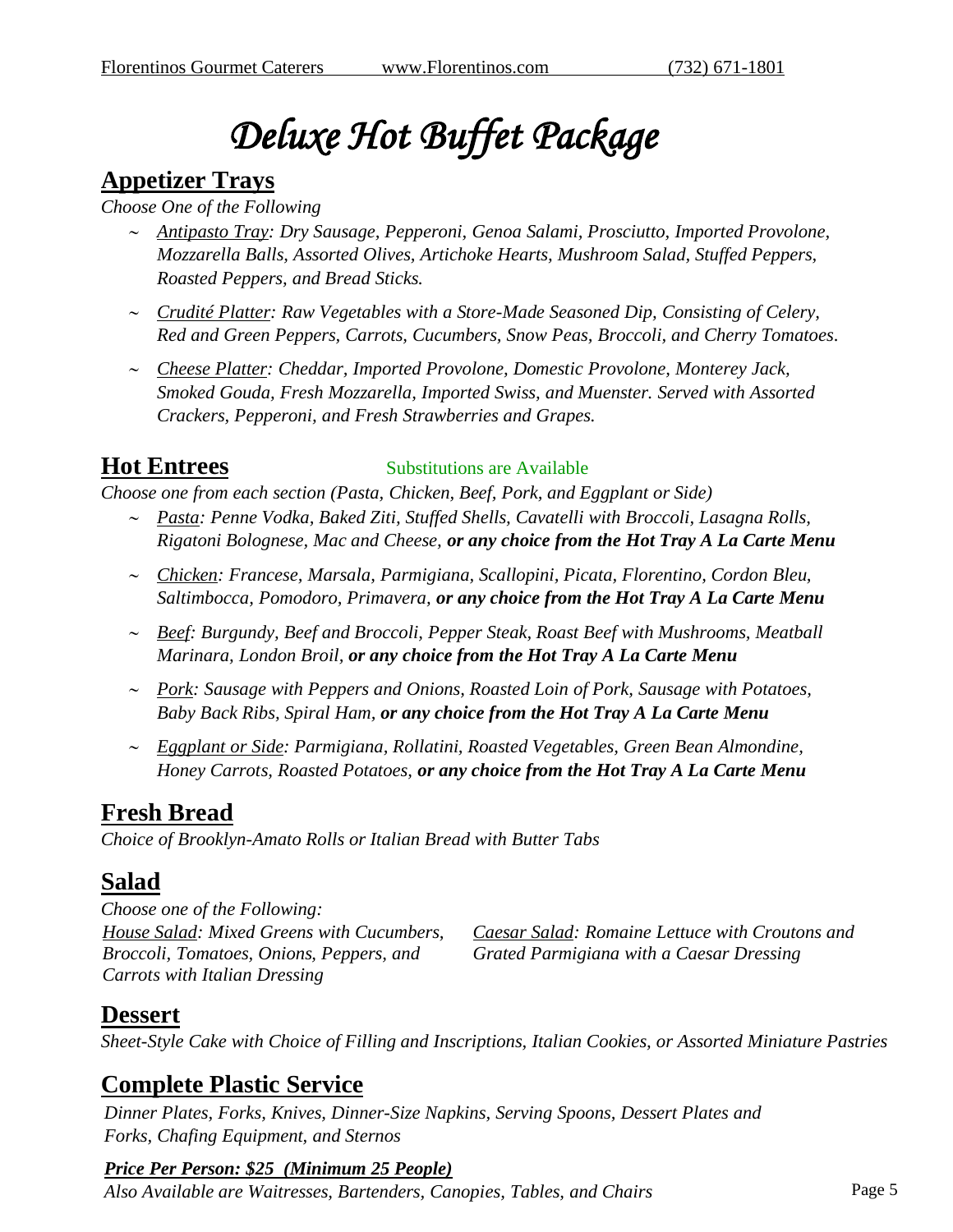# *Deluxe Hot Buffet Package*

## Appetizer Trays

*Choose One of the Following*

- *Antipasto Tray: Dry Sausage, Pepperoni, Genoa Salami, Prosciutto, Imported Provolone, Mozzarella Balls, Assorted Olives, Artichoke Hearts, Mushroom Salad, Stuffed Peppers, Roasted Peppers, and Bread Sticks.*
- *Crudité Platter: Raw Vegetables with a Store-Made Seasoned Dip, Consisting of Celery, Red and Green Peppers, Carrots, Cucumbers, Snow Peas, Broccoli, and Cherry Tomatoes.*
- *Cheese Platter: Cheddar, Imported Provolone, Domestic Provolone, Monterey Jack, Smoked Gouda, Fresh Mozzarella, Imported Swiss, and Muenster. Served with Assorted Crackers, Pepperoni, and Fresh Strawberries and Grapes.*

## Hot Entrees

Substitutions are Available

*Choose one from each section (Pasta, Chicken, Beef, Pork, and Eggplant or Side)*

- *Pasta: Penne Vodka, Baked Ziti, Stuffed Shells, Cavatelli with Broccoli, Lasagna Rolls, Rigatoni Bolognese, Mac and Cheese,* ***or any choice from the Hot Tray A La Carte Menu***
- *Chicken: Francese, Marsala, Parmigiana, Scallopini, Picata, Florentino, Cordon Bleu, Saltimbocca, Pomodoro, Primavera,* ***or any choice from the Hot Tray A La Carte Menu***
- *Beef: Burgundy, Beef and Broccoli, Pepper Steak, Roast Beef with Mushrooms, Meatball Marinara, London Broil,* ***or any choice from the Hot Tray A La Carte Menu***
- *Pork: Sausage with Peppers and Onions, Roasted Loin of Pork, Sausage with Potatoes, Baby Back Ribs, Spiral Ham,* ***or any choice from the Hot Tray A La Carte Menu***
- *Eggplant or Side: Parmigiana, Rollatini, Roasted Vegetables, Green Bean Almondine, Honey Carrots, Roasted Potatoes,* ***or any choice from the Hot Tray A La Carte Menu***

## Fresh Bread

*Choice of Brooklyn-Amato Rolls or Italian Bread with Butter Tabs*

## Salad

*Choose one of the Following:*

*House Salad: Mixed Greens with Cucumbers, Broccoli, Tomatoes, Onions, Peppers, and Carrots with Italian Dressing*

*Caesar Salad: Romaine Lettuce with Croutons and Grated Parmigiana with a Caesar Dressing*

## Dessert

*Sheet-Style Cake with Choice of Filling and Inscriptions, Italian Cookies, or Assorted Miniature Pastries*

## Complete Plastic Service

*Dinner Plates, Forks, Knives, Dinner-Size Napkins, Serving Spoons, Dessert Plates and Forks, Chafing Equipment, and Sternos*

***Price Per Person: $25 (Minimum 25 People)***

*Also Available are Waitresses, Bartenders, Canopies, Tables, and Chairs*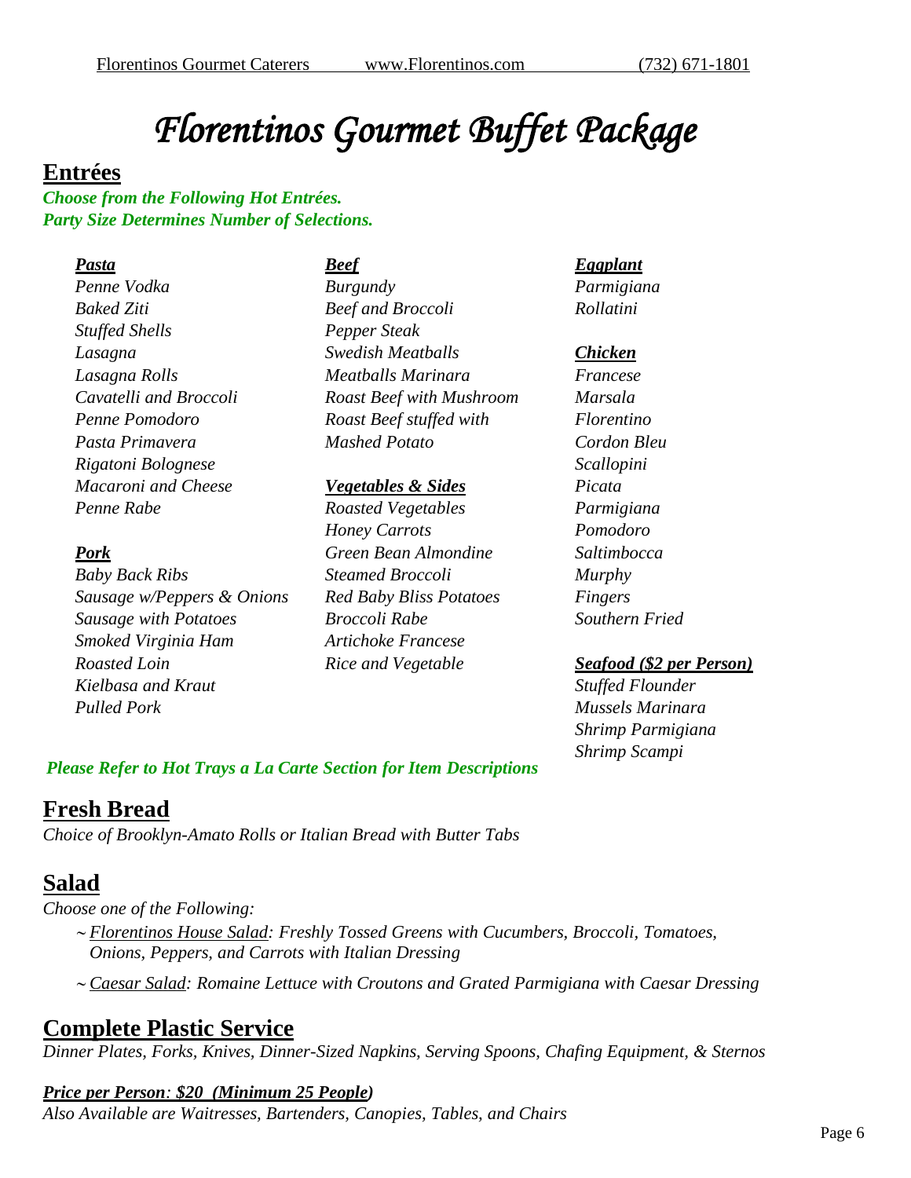# *Florentinos Gourmet Buffet Package*

## Entrées

***Choose from the Following Hot Entrées.***
***Party Size Determines Number of Selections.***

***Pasta***
*Penne Vodka*
*Baked Ziti*
*Stuffed Shells*
*Lasagna*
*Lasagna Rolls*
*Cavatelli and Broccoli*
*Penne Pomodoro*
*Pasta Primavera*
*Rigatoni Bolognese*
*Macaroni and Cheese*
*Penne Rabe*

***Pork***
*Baby Back Ribs*
*Sausage w/Peppers & Onions*
*Sausage with Potatoes*
*Smoked Virginia Ham*
*Roasted Loin*
*Kielbasa and Kraut*
*Pulled Pork*

***Beef***
*Burgundy*
*Beef and Broccoli*
*Pepper Steak*
*Swedish Meatballs*
*Meatballs Marinara*
*Roast Beef with Mushroom*
*Roast Beef stuffed with Mashed Potato*

***Vegetables & Sides***
*Roasted Vegetables*
*Honey Carrots*
*Green Bean Almondine*
*Steamed Broccoli*
*Red Baby Bliss Potatoes*
*Broccoli Rabe*
*Artichoke Francese*
*Rice and Vegetable*

***Eggplant***
*Parmigiana*
*Rollatini*

***Chicken***
*Francese*
*Marsala*
*Florentino*
*Cordon Bleu*
*Scallopini*
*Picata*
*Parmigiana*
*Pomodoro*
*Saltimbocca*
*Murphy*
*Fingers*
*Southern Fried*

***Seafood ($2 per Person)***
*Stuffed Flounder*
*Mussels Marinara*
*Shrimp Parmigiana*
*Shrimp Scampi*

***Please Refer to Hot Trays a La Carte Section for Item Descriptions***

## Fresh Bread

*Choice of Brooklyn-Amato Rolls or Italian Bread with Butter Tabs*

## Salad

*Choose one of the Following:*

- *Florentinos House Salad: Freshly Tossed Greens with Cucumbers, Broccoli, Tomatoes, Onions, Peppers, and Carrots with Italian Dressing*
- *Caesar Salad: Romaine Lettuce with Croutons and Grated Parmigiana with Caesar Dressing*

## Complete Plastic Service

*Dinner Plates, Forks, Knives, Dinner-Sized Napkins, Serving Spoons, Chafing Equipment, & Sternos*

***Price per Person: $20 (Minimum 25 People)***
*Also Available are Waitresses, Bartenders, Canopies, Tables, and Chairs*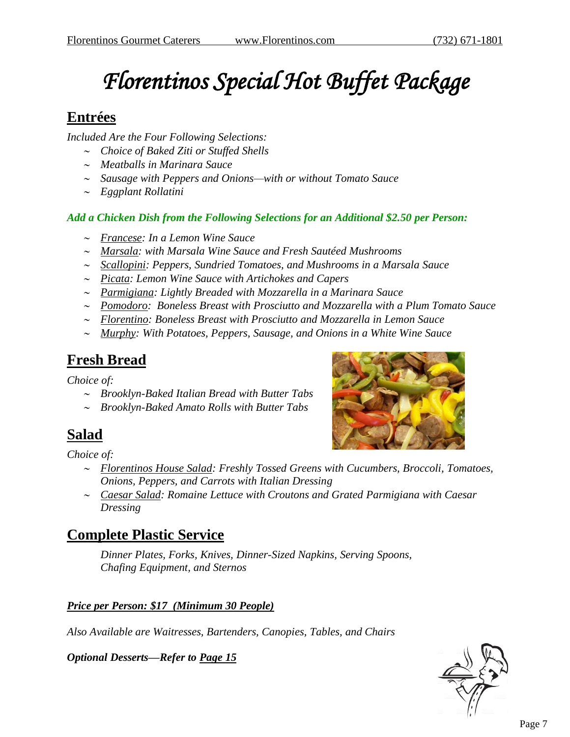# *Florentinos Special Hot Buffet Package*

## Entrées

*Included Are the Four Following Selections:*

- *Choice of Baked Ziti or Stuffed Shells*
- *Meatballs in Marinara Sauce*
- *Sausage with Peppers and Onions—with or without Tomato Sauce*
- *Eggplant Rollatini*

***Add a Chicken Dish from the Following Selections for an Additional $2.50 per Person:***

- *Francese: In a Lemon Wine Sauce*
- *Marsala: with Marsala Wine Sauce and Fresh Sautéed Mushrooms*
- *Scallopini: Peppers, Sundried Tomatoes, and Mushrooms in a Marsala Sauce*
- *Picata: Lemon Wine Sauce with Artichokes and Capers*
- *Parmigiana: Lightly Breaded with Mozzarella in a Marinara Sauce*
- *Pomodoro: Boneless Breast with Prosciutto and Mozzarella with a Plum Tomato Sauce*
- *Florentino: Boneless Breast with Prosciutto and Mozzarella in Lemon Sauce*
- *Murphy: With Potatoes, Peppers, Sausage, and Onions in a White Wine Sauce*

## Fresh Bread

*Choice of:*

- *Brooklyn-Baked Italian Bread with Butter Tabs*
- *Brooklyn-Baked Amato Rolls with Butter Tabs*

## Salad

*Choice of:*

- *Florentinos House Salad: Freshly Tossed Greens with Cucumbers, Broccoli, Tomatoes, Onions, Peppers, and Carrots with Italian Dressing*
- *Caesar Salad: Romaine Lettuce with Croutons and Grated Parmigiana with Caesar Dressing*

## Complete Plastic Service

*Dinner Plates, Forks, Knives, Dinner-Sized Napkins, Serving Spoons, Chafing Equipment, and Sternos*

***Price per Person: $17 (Minimum 30 People)***

*Also Available are Waitresses, Bartenders, Canopies, Tables, and Chairs*

***Optional Desserts—Refer to Page 15***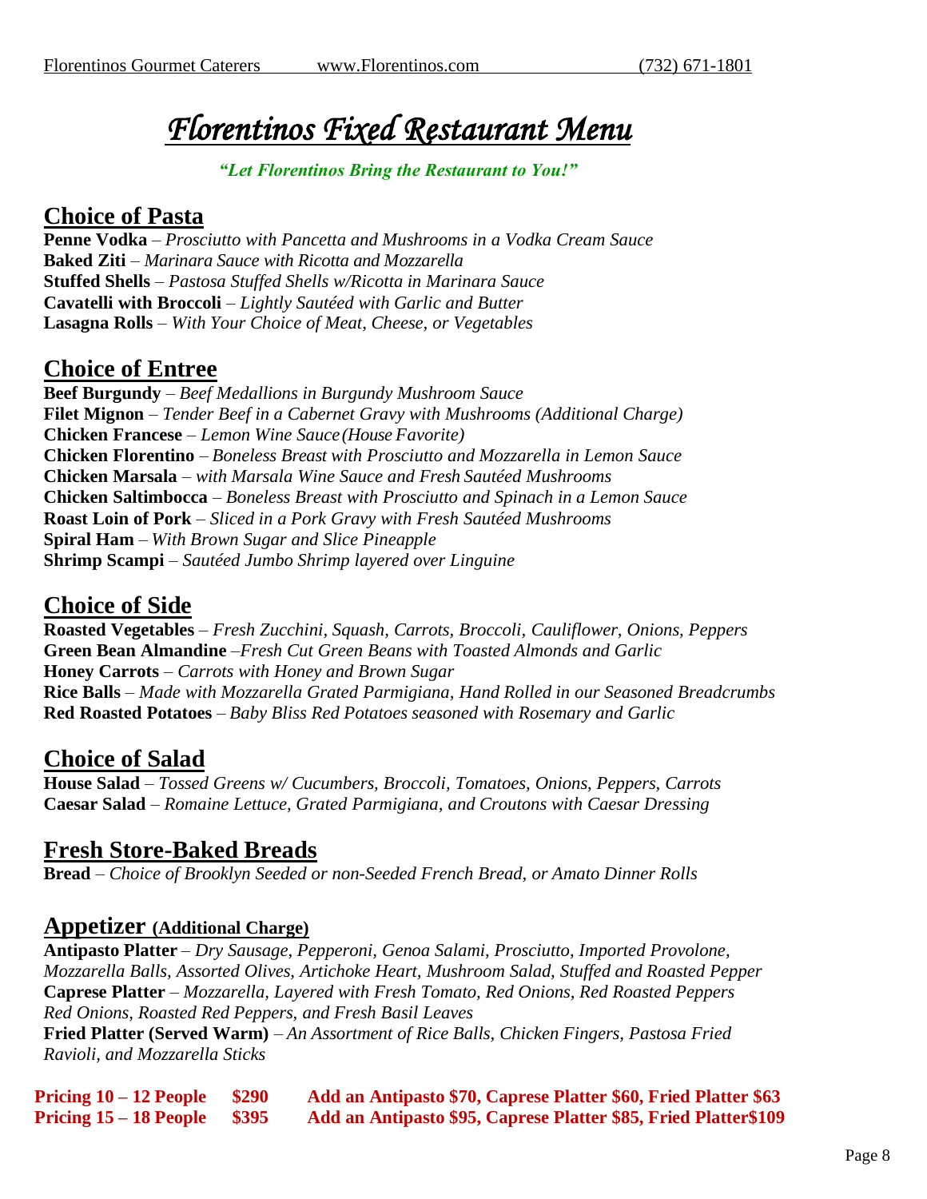# *Florentinos Fixed Restaurant Menu*

***"Let Florentinos Bring the Restaurant to You!"***

## Choice of Pasta

**Penne Vodka** – *Prosciutto with Pancetta and Mushrooms in a Vodka Cream Sauce*
**Baked Ziti** – *Marinara Sauce with Ricotta and Mozzarella*
**Stuffed Shells** – *Pastosa Stuffed Shells w/Ricotta in Marinara Sauce*
**Cavatelli with Broccoli** – *Lightly Sautéed with Garlic and Butter*
**Lasagna Rolls** – *With Your Choice of Meat, Cheese, or Vegetables*

## Choice of Entree

**Beef Burgundy** – *Beef Medallions in Burgundy Mushroom Sauce*
**Filet Mignon** – *Tender Beef in a Cabernet Gravy with Mushrooms (Additional Charge)*
**Chicken Francese** – *Lemon Wine Sauce (House Favorite)*
**Chicken Florentino** – *Boneless Breast with Prosciutto and Mozzarella in Lemon Sauce*
**Chicken Marsala** – *with Marsala Wine Sauce and Fresh Sautéed Mushrooms*
**Chicken Saltimbocca** – *Boneless Breast with Prosciutto and Spinach in a Lemon Sauce*
**Roast Loin of Pork** – *Sliced in a Pork Gravy with Fresh Sautéed Mushrooms*
**Spiral Ham** – *With Brown Sugar and Slice Pineapple*
**Shrimp Scampi** – *Sautéed Jumbo Shrimp layered over Linguine*

## Choice of Side

**Roasted Vegetables** – *Fresh Zucchini, Squash, Carrots, Broccoli, Cauliflower, Onions, Peppers*
**Green Bean Almandine** –*Fresh Cut Green Beans with Toasted Almonds and Garlic*
**Honey Carrots** – *Carrots with Honey and Brown Sugar*
**Rice Balls** – *Made with Mozzarella Grated Parmigiana, Hand Rolled in our Seasoned Breadcrumbs*
**Red Roasted Potatoes** – *Baby Bliss Red Potatoes seasoned with Rosemary and Garlic*

## Choice of Salad

**House Salad** – *Tossed Greens w/ Cucumbers, Broccoli, Tomatoes, Onions, Peppers, Carrots*
**Caesar Salad** – *Romaine Lettuce, Grated Parmigiana, and Croutons with Caesar Dressing*

## Fresh Store-Baked Breads

**Bread** – *Choice of Brooklyn Seeded or non-Seeded French Bread, or Amato Dinner Rolls*

## Appetizer (Additional Charge)

**Antipasto Platter** – *Dry Sausage, Pepperoni, Genoa Salami, Prosciutto, Imported Provolone, Mozzarella Balls, Assorted Olives, Artichoke Heart, Mushroom Salad, Stuffed and Roasted Pepper*
**Caprese Platter** – *Mozzarella, Layered with Fresh Tomato, Red Onions, Red Roasted Peppers Red Onions, Roasted Red Peppers, and Fresh Basil Leaves*
**Fried Platter (Served Warm)** – *An Assortment of Rice Balls, Chicken Fingers, Pastosa Fried Ravioli, and Mozzarella Sticks*

**Pricing 10 – 12 People $290 Add an Antipasto $70, Caprese Platter $60, Fried Platter $63**
**Pricing 15 – 18 People $395 Add an Antipasto $95, Caprese Platter $85, Fried Platter $109**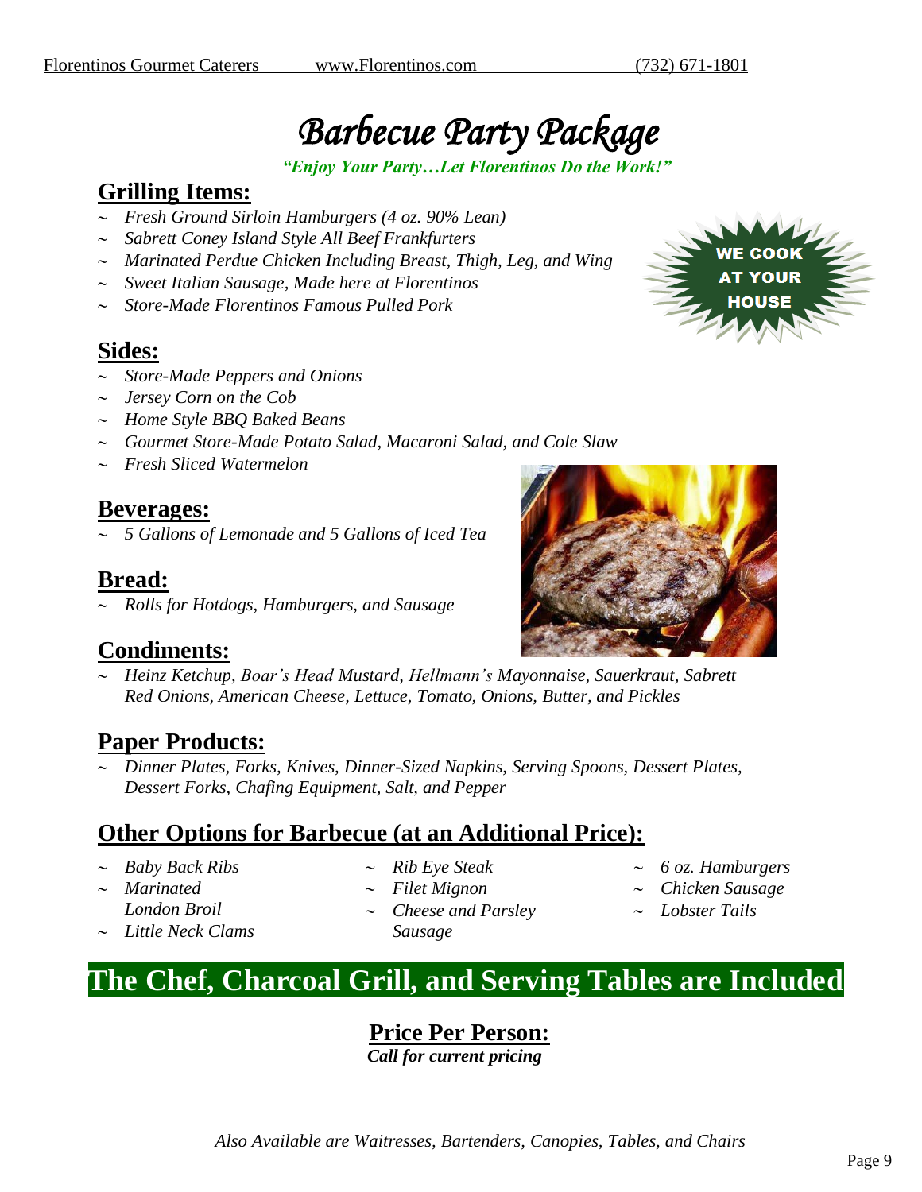# *Barbecue Party Package*

***"Enjoy Your Party…Let Florentinos Do the Work!"***

## Grilling Items:

- *Fresh Ground Sirloin Hamburgers (4 oz. 90% Lean)*
- *Sabrett Coney Island Style All Beef Frankfurters*
- *Marinated Perdue Chicken Including Breast, Thigh, Leg, and Wing*
- *Sweet Italian Sausage, Made here at Florentinos*
- *Store-Made Florentinos Famous Pulled Pork*

**WE COOK AT YOUR HOUSE**

## Sides:

- *Store-Made Peppers and Onions*
- *Jersey Corn on the Cob*
- *Home Style BBQ Baked Beans*
- *Gourmet Store-Made Potato Salad, Macaroni Salad, and Cole Slaw*
- *Fresh Sliced Watermelon*

## Beverages:

- *5 Gallons of Lemonade and 5 Gallons of Iced Tea*

## Bread:

- *Rolls for Hotdogs, Hamburgers, and Sausage*

## Condiments:

- *Heinz Ketchup, Boar's Head Mustard, Hellmann's Mayonnaise, Sauerkraut, Sabrett Red Onions, American Cheese, Lettuce, Tomato, Onions, Butter, and Pickles*

## Paper Products:

- *Dinner Plates, Forks, Knives, Dinner-Sized Napkins, Serving Spoons, Dessert Plates, Dessert Forks, Chafing Equipment, Salt, and Pepper*

## Other Options for Barbecue (at an Additional Price):

- *Baby Back Ribs*
- *Marinated London Broil*
- *Little Neck Clams*
- *Rib Eye Steak*
- *Filet Mignon*
- *Cheese and Parsley Sausage*
- *6 oz. Hamburgers*
- *Chicken Sausage*
- *Lobster Tails*

# The Chef, Charcoal Grill, and Serving Tables are Included

## Price Per Person:

***Call for current pricing***

*Also Available are Waitresses, Bartenders, Canopies, Tables, and Chairs*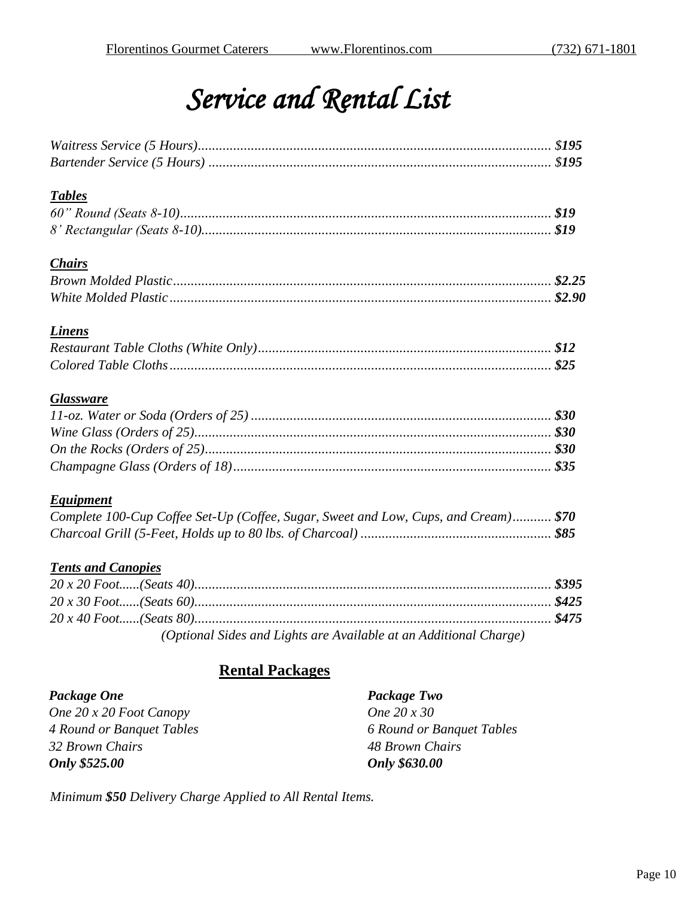# *Service and Rental List*

*Waitress Service (5 Hours)*.................................................................................................... *$195*
*Bartender Service (5 Hours)* ................................................................................................ *$195*

***Tables***

*60" Round (Seats 8-10)*......................................................................................................... ***$19***
*8' Rectangular (Seats 8-10)*.................................................................................................. ***$19***

***Chairs***

*Brown Molded Plastic*........................................................................................................... ***$2.25***
*White Molded Plastic*............................................................................................................ ***$2.90***

***Linens***

*Restaurant Table Cloths (White Only)*.................................................................................. ***$12***
*Colored Table Cloths*............................................................................................................ ***$25***

***Glassware***

*11-oz. Water or Soda (Orders of 25)* .................................................................................... ***$30***
*Wine Glass (Orders of 25)*..................................................................................................... ***$30***
*On the Rocks (Orders of 25)*.................................................................................................. ***$30***
*Champagne Glass (Orders of 18)*.......................................................................................... ***$35***

***Equipment***

*Complete 100-Cup Coffee Set-Up (Coffee, Sugar, Sweet and Low, Cups, and Cream)*........... ***$70***
*Charcoal Grill (5-Feet, Holds up to 80 lbs. of Charcoal)* ...................................................... ***$85***

***Tents and Canopies***

*20 x 20 Foot......(Seats 40)*.................................................................................................... ***$395***
*20 x 30 Foot......(Seats 60)*.................................................................................................... ***$425***
*20 x 40 Foot......(Seats 80)*.................................................................................................... ***$475***

*(Optional Sides and Lights are Available at an Additional Charge)*

## Rental Packages

***Package One***
*One 20 x 20 Foot Canopy*
*4 Round or Banquet Tables*
*32 Brown Chairs*
***Only $525.00***

***Package Two***
*One 20 x 30*
*6 Round or Banquet Tables*
*48 Brown Chairs*
***Only $630.00***

*Minimum **$50** Delivery Charge Applied to All Rental Items.*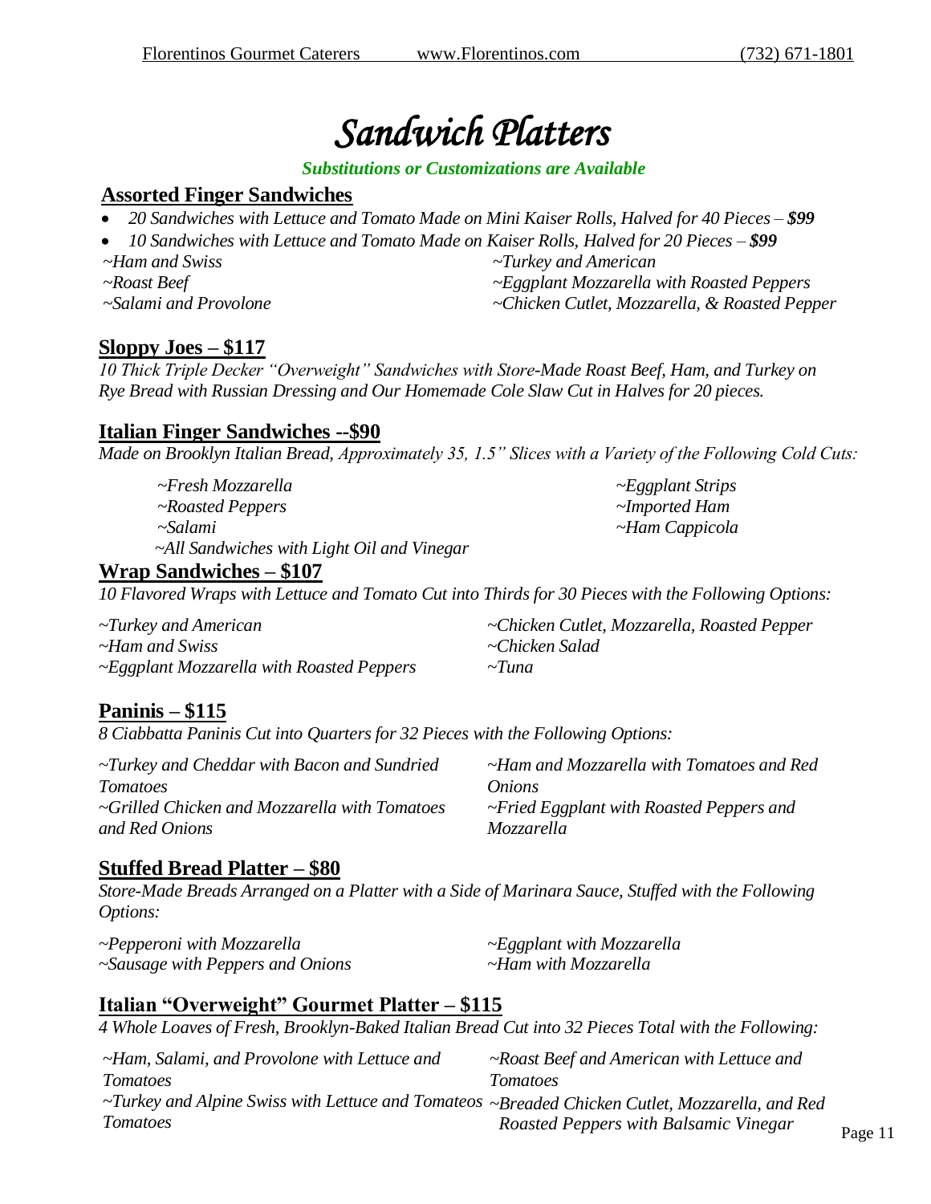# *Sandwich Platters*

***Substitutions or Customizations are Available***

## Assorted Finger Sandwiches

- *20 Sandwiches with Lettuce and Tomato Made on Mini Kaiser Rolls, Halved for 40 Pieces – **$99***
- *10 Sandwiches with Lettuce and Tomato Made on Kaiser Rolls, Halved for 20 Pieces – **$99***

*~Ham and Swiss*
*~Turkey and American*
*~Roast Beef*
*~Eggplant Mozzarella with Roasted Peppers*
*~Salami and Provolone*
*~Chicken Cutlet, Mozzarella, & Roasted Pepper*

## Sloppy Joes – $117

*10 Thick Triple Decker "Overweight" Sandwiches with Store-Made Roast Beef, Ham, and Turkey on Rye Bread with Russian Dressing and Our Homemade Cole Slaw Cut in Halves for 20 pieces.*

## Italian Finger Sandwiches --$90

*Made on Brooklyn Italian Bread, Approximately 35, 1.5" Slices with a Variety of the Following Cold Cuts:*

*~Fresh Mozzarella*
*~Eggplant Strips*
*~Roasted Peppers*
*~Imported Ham*
*~Salami*
*~Ham Cappicola*
*~All Sandwiches with Light Oil and Vinegar*

## Wrap Sandwiches – $107

*10 Flavored Wraps with Lettuce and Tomato Cut into Thirds for 30 Pieces with the Following Options:*

*~Turkey and American*
*~Chicken Cutlet, Mozzarella, Roasted Pepper*
*~Ham and Swiss*
*~Chicken Salad*
*~Eggplant Mozzarella with Roasted Peppers*
*~Tuna*

## Paninis – $115

*8 Ciabbatta Paninis Cut into Quarters for 32 Pieces with the Following Options:*

*~Turkey and Cheddar with Bacon and Sundried Tomatoes*
*~Ham and Mozzarella with Tomatoes and Red Onions*
*~Grilled Chicken and Mozzarella with Tomatoes and Red Onions*
*~Fried Eggplant with Roasted Peppers and Mozzarella*

## Stuffed Bread Platter – $80

*Store-Made Breads Arranged on a Platter with a Side of Marinara Sauce, Stuffed with the Following Options:*

*~Pepperoni with Mozzarella*
*~Eggplant with Mozzarella*
*~Sausage with Peppers and Onions*
*~Ham with Mozzarella*

## Italian "Overweight" Gourmet Platter – $115

*4 Whole Loaves of Fresh, Brooklyn-Baked Italian Bread Cut into 32 Pieces Total with the Following:*

*~Ham, Salami, and Provolone with Lettuce and Tomatoes*
*~Roast Beef and American with Lettuce and Tomatoes*
*~Turkey and Alpine Swiss with Lettuce and Tomatoes Tomatoes*
*~Breaded Chicken Cutlet, Mozzarella, and Red Roasted Peppers with Balsamic Vinegar*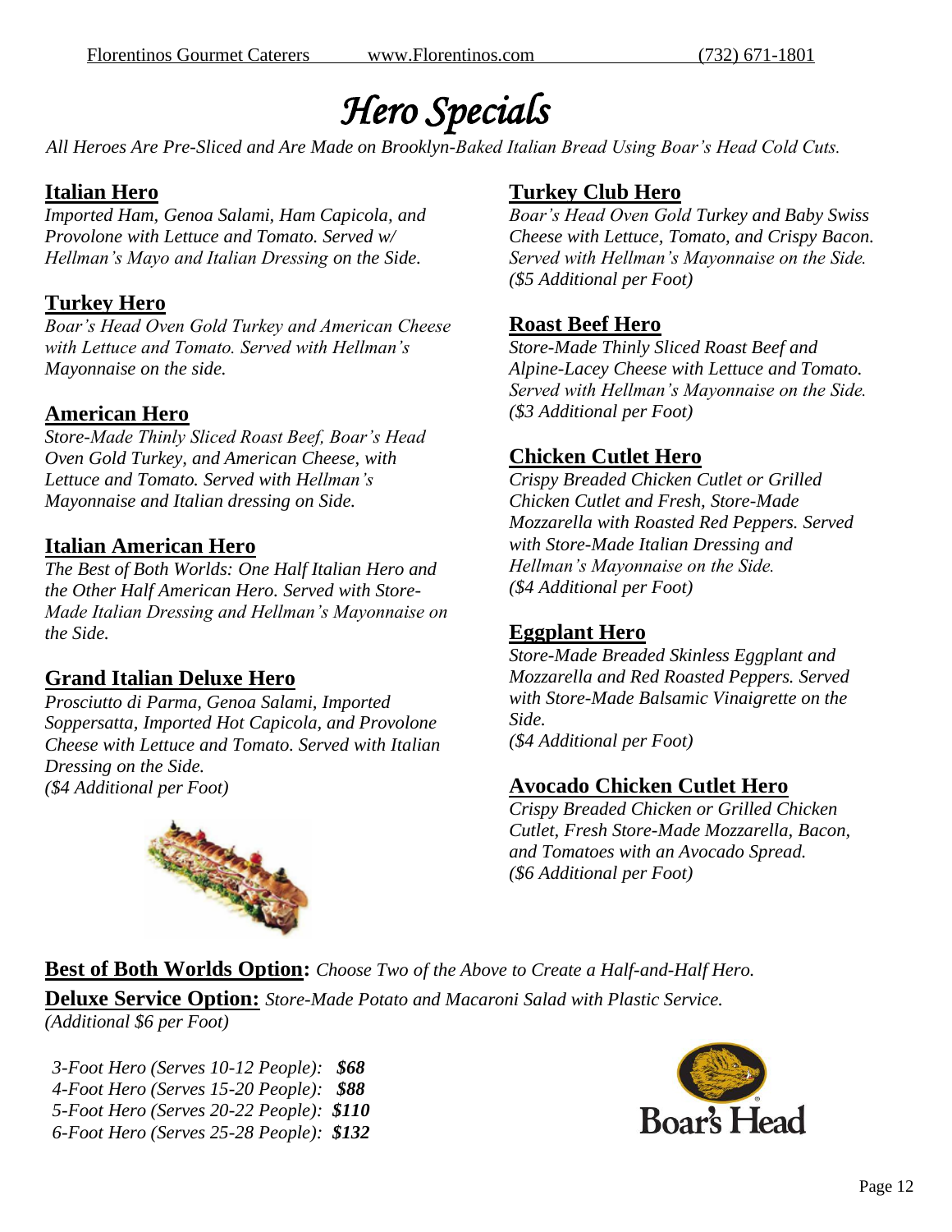# *Hero Specials*

*All Heroes Are Pre-Sliced and Are Made on Brooklyn-Baked Italian Bread Using Boar's Head Cold Cuts.*

## Italian Hero

*Imported Ham, Genoa Salami, Ham Capicola, and Provolone with Lettuce and Tomato. Served w/ Hellman's Mayo and Italian Dressing on the Side.*

## Turkey Hero

*Boar's Head Oven Gold Turkey and American Cheese with Lettuce and Tomato. Served with Hellman's Mayonnaise on the side.*

## American Hero

*Store-Made Thinly Sliced Roast Beef, Boar's Head Oven Gold Turkey, and American Cheese, with Lettuce and Tomato. Served with Hellman's Mayonnaise and Italian dressing on Side.*

## Italian American Hero

*The Best of Both Worlds: One Half Italian Hero and the Other Half American Hero. Served with Store-Made Italian Dressing and Hellman's Mayonnaise on the Side.*

## Grand Italian Deluxe Hero

*Prosciutto di Parma, Genoa Salami, Imported Soppersatta, Imported Hot Capicola, and Provolone Cheese with Lettuce and Tomato. Served with Italian Dressing on the Side.*
*($4 Additional per Foot)*

## Turkey Club Hero

*Boar's Head Oven Gold Turkey and Baby Swiss Cheese with Lettuce, Tomato, and Crispy Bacon. Served with Hellman's Mayonnaise on the Side.*
*($5 Additional per Foot)*

## Roast Beef Hero

*Store-Made Thinly Sliced Roast Beef and Alpine-Lacey Cheese with Lettuce and Tomato. Served with Hellman's Mayonnaise on the Side.*
*($3 Additional per Foot)*

## Chicken Cutlet Hero

*Crispy Breaded Chicken Cutlet or Grilled Chicken Cutlet and Fresh, Store-Made Mozzarella with Roasted Red Peppers. Served with Store-Made Italian Dressing and Hellman's Mayonnaise on the Side.*
*($4 Additional per Foot)*

## Eggplant Hero

*Store-Made Breaded Skinless Eggplant and Mozzarella and Red Roasted Peppers. Served with Store-Made Balsamic Vinaigrette on the Side.*
*($4 Additional per Foot)*

## Avocado Chicken Cutlet Hero

*Crispy Breaded Chicken or Grilled Chicken Cutlet, Fresh Store-Made Mozzarella, Bacon, and Tomatoes with an Avocado Spread.*
*($6 Additional per Foot)*

**Best of Both Worlds Option:** *Choose Two of the Above to Create a Half-and-Half Hero.*

**Deluxe Service Option:** *Store-Made Potato and Macaroni Salad with Plastic Service.*
*(Additional $6 per Foot)*

*3-Foot Hero (Serves 10-12 People):* ***$68***
*4-Foot Hero (Serves 15-20 People):* ***$88***
*5-Foot Hero (Serves 20-22 People):* ***$110***
*6-Foot Hero (Serves 25-28 People):* ***$132***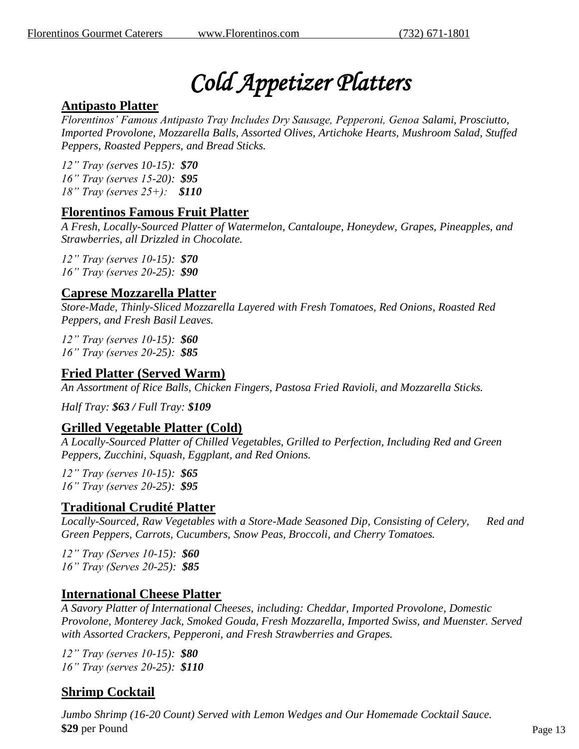# *Cold Appetizer Platters*

## Antipasto Platter

*Florentinos' Famous Antipasto Tray Includes Dry Sausage, Pepperoni, Genoa Salami, Prosciutto, Imported Provolone, Mozzarella Balls, Assorted Olives, Artichoke Hearts, Mushroom Salad, Stuffed Peppers, Roasted Peppers, and Bread Sticks.*

*12" Tray (serves 10-15):* ***$70***
*16" Tray (serves 15-20):* ***$95***
*18" Tray (serves 25+):* ***$110***

## Florentinos Famous Fruit Platter

*A Fresh, Locally-Sourced Platter of Watermelon, Cantaloupe, Honeydew, Grapes, Pineapples, and Strawberries, all Drizzled in Chocolate.*

*12" Tray (serves 10-15):* ***$70***
*16" Tray (serves 20-25):* ***$90***

## Caprese Mozzarella Platter

*Store-Made, Thinly-Sliced Mozzarella Layered with Fresh Tomatoes, Red Onions, Roasted Red Peppers, and Fresh Basil Leaves.*

*12" Tray (serves 10-15):* ***$60***
*16" Tray (serves 20-25):* ***$85***

## Fried Platter (Served Warm)

*An Assortment of Rice Balls, Chicken Fingers, Pastosa Fried Ravioli, and Mozzarella Sticks.*

*Half Tray:* ***$63 /*** *Full Tray:* ***$109***

## Grilled Vegetable Platter (Cold)

*A Locally-Sourced Platter of Chilled Vegetables, Grilled to Perfection, Including Red and Green Peppers, Zucchini, Squash, Eggplant, and Red Onions.*

*12" Tray (serves 10-15):* ***$65***
*16" Tray (serves 20-25):* ***$95***

## Traditional Crudité Platter

*Locally-Sourced, Raw Vegetables with a Store-Made Seasoned Dip, Consisting of Celery, Red and Green Peppers, Carrots, Cucumbers, Snow Peas, Broccoli, and Cherry Tomatoes.*

*12" Tray (Serves 10-15):* ***$60***
*16" Tray (Serves 20-25):* ***$85***

## International Cheese Platter

*A Savory Platter of International Cheeses, including: Cheddar, Imported Provolone, Domestic Provolone, Monterey Jack, Smoked Gouda, Fresh Mozzarella, Imported Swiss, and Muenster. Served with Assorted Crackers, Pepperoni, and Fresh Strawberries and Grapes.*

*12" Tray (serves 10-15):* ***$80***
*16" Tray (serves 20-25):* ***$110***

## Shrimp Cocktail

*Jumbo Shrimp (16-20 Count) Served with Lemon Wedges and Our Homemade Cocktail Sauce.*
**$29** per Pound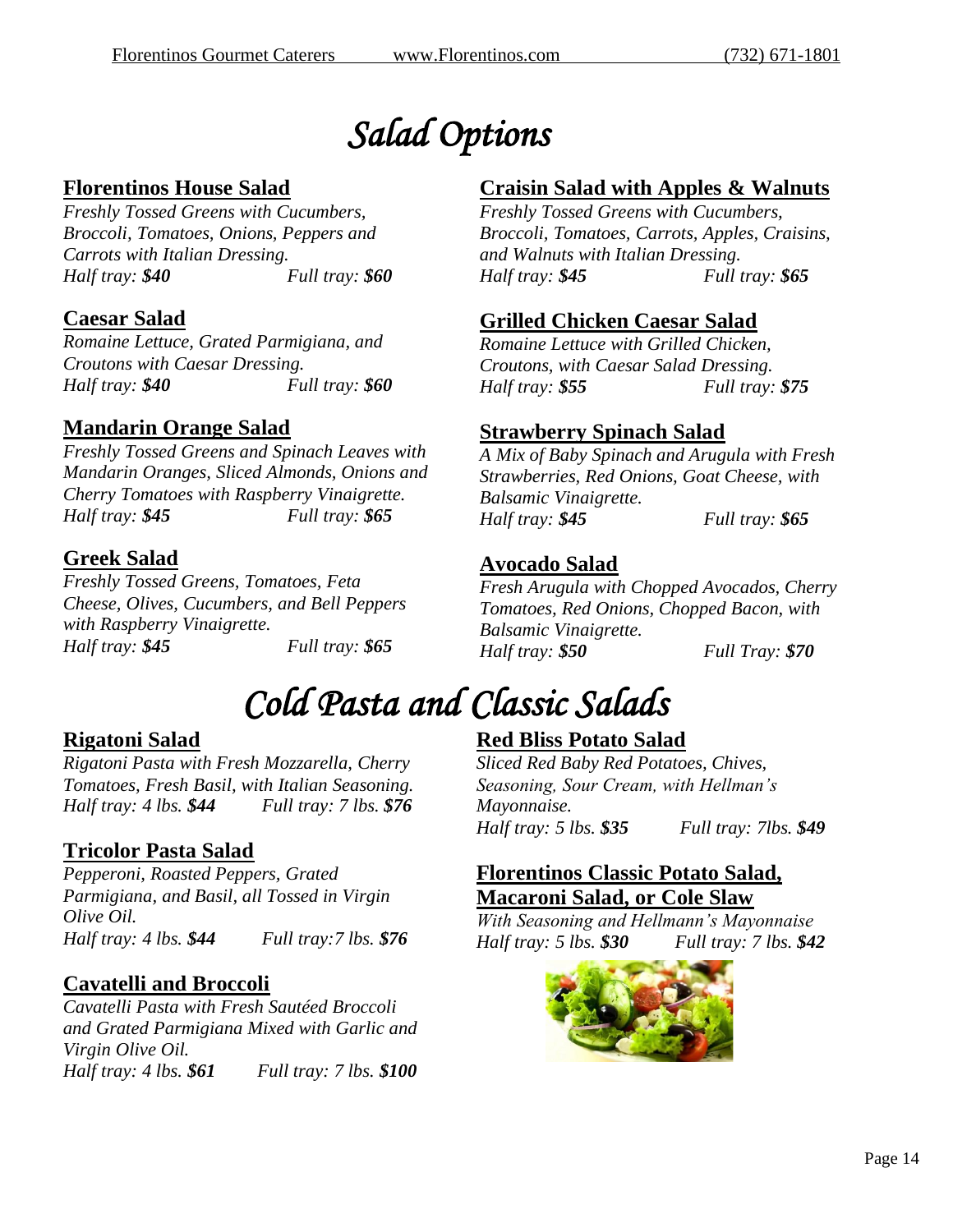# *Salad Options*

## Florentinos House Salad

*Freshly Tossed Greens with Cucumbers, Broccoli, Tomatoes, Onions, Peppers and Carrots with Italian Dressing.*
*Half tray: **$40*** *Full tray: **$60***

## Caesar Salad

*Romaine Lettuce, Grated Parmigiana, and Croutons with Caesar Dressing.*
*Half tray: **$40*** *Full tray: **$60***

## Mandarin Orange Salad

*Freshly Tossed Greens and Spinach Leaves with Mandarin Oranges, Sliced Almonds, Onions and Cherry Tomatoes with Raspberry Vinaigrette.*
*Half tray: **$45*** *Full tray: **$65***

## Greek Salad

*Freshly Tossed Greens, Tomatoes, Feta Cheese, Olives, Cucumbers, and Bell Peppers with Raspberry Vinaigrette.*
*Half tray: **$45*** *Full tray: **$65***

## Craisin Salad with Apples & Walnuts

*Freshly Tossed Greens with Cucumbers, Broccoli, Tomatoes, Carrots, Apples, Craisins, and Walnuts with Italian Dressing.*
*Half tray: **$45*** *Full tray: **$65***

## Grilled Chicken Caesar Salad

*Romaine Lettuce with Grilled Chicken, Croutons, with Caesar Salad Dressing.*
*Half tray: **$55*** *Full tray: **$75***

## Strawberry Spinach Salad

*A Mix of Baby Spinach and Arugula with Fresh Strawberries, Red Onions, Goat Cheese, with Balsamic Vinaigrette.*
*Half tray: **$45*** *Full tray: **$65***

## Avocado Salad

*Fresh Arugula with Chopped Avocados, Cherry Tomatoes, Red Onions, Chopped Bacon, with Balsamic Vinaigrette.*
*Half tray: **$50*** *Full Tray: **$70***

# *Cold Pasta and Classic Salads*

## Rigatoni Salad

*Rigatoni Pasta with Fresh Mozzarella, Cherry Tomatoes, Fresh Basil, with Italian Seasoning.*
*Half tray: 4 lbs. **$44*** *Full tray: 7 lbs. **$76***

## Tricolor Pasta Salad

*Pepperoni, Roasted Peppers, Grated Parmigiana, and Basil, all Tossed in Virgin Olive Oil.*
*Half tray: 4 lbs. **$44*** *Full tray:7 lbs. **$76***

## Cavatelli and Broccoli

*Cavatelli Pasta with Fresh Sautéed Broccoli and Grated Parmigiana Mixed with Garlic and Virgin Olive Oil.*
*Half tray: 4 lbs. **$61*** *Full tray: 7 lbs. **$100***

## Red Bliss Potato Salad

*Sliced Red Baby Red Potatoes, Chives, Seasoning, Sour Cream, with Hellman's Mayonnaise.*
*Half tray: 5 lbs. **$35*** *Full tray: 7lbs. **$49***

## Florentinos Classic Potato Salad, Macaroni Salad, or Cole Slaw

*With Seasoning and Hellmann's Mayonnaise*
*Half tray: 5 lbs. **$30*** *Full tray: 7 lbs. **$42***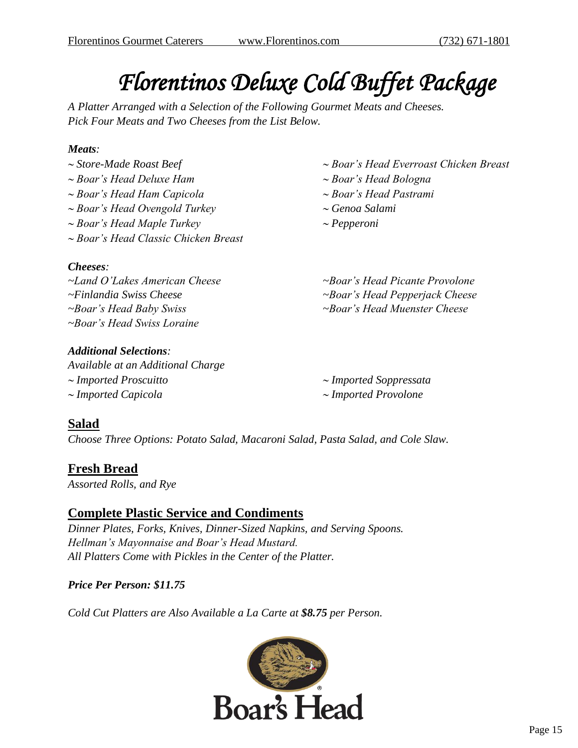# *Florentinos Deluxe Cold Buffet Package*

*A Platter Arranged with a Selection of the Following Gourmet Meats and Cheeses.*
*Pick Four Meats and Two Cheeses from the List Below.*

***Meats:***

*~ Store-Made Roast Beef*
*~ Boar's Head Deluxe Ham*
*~ Boar's Head Ham Capicola*
*~ Boar's Head Ovengold Turkey*
*~ Boar's Head Maple Turkey*
*~ Boar's Head Classic Chicken Breast*
*~ Boar's Head Everroast Chicken Breast*
*~ Boar's Head Bologna*
*~ Boar's Head Pastrami*
*~ Genoa Salami*
*~ Pepperoni*

***Cheeses:***

*~Land O'Lakes American Cheese*
*~Finlandia Swiss Cheese*
*~Boar's Head Baby Swiss*
*~Boar's Head Swiss Loraine*
*~Boar's Head Picante Provolone*
*~Boar's Head Pepperjack Cheese*
*~Boar's Head Muenster Cheese*

***Additional Selections:***
*Available at an Additional Charge*

*~ Imported Proscuitto*
*~ Imported Capicola*
*~ Imported Soppressata*
*~ Imported Provolone*

## Salad

*Choose Three Options: Potato Salad, Macaroni Salad, Pasta Salad, and Cole Slaw.*

## Fresh Bread

*Assorted Rolls, and Rye*

## Complete Plastic Service and Condiments

*Dinner Plates, Forks, Knives, Dinner-Sized Napkins, and Serving Spoons.*
*Hellman's Mayonnaise and Boar's Head Mustard.*
*All Platters Come with Pickles in the Center of the Platter.*

***Price Per Person: $11.75***

*Cold Cut Platters are Also Available a La Carte at **$8.75** per Person.*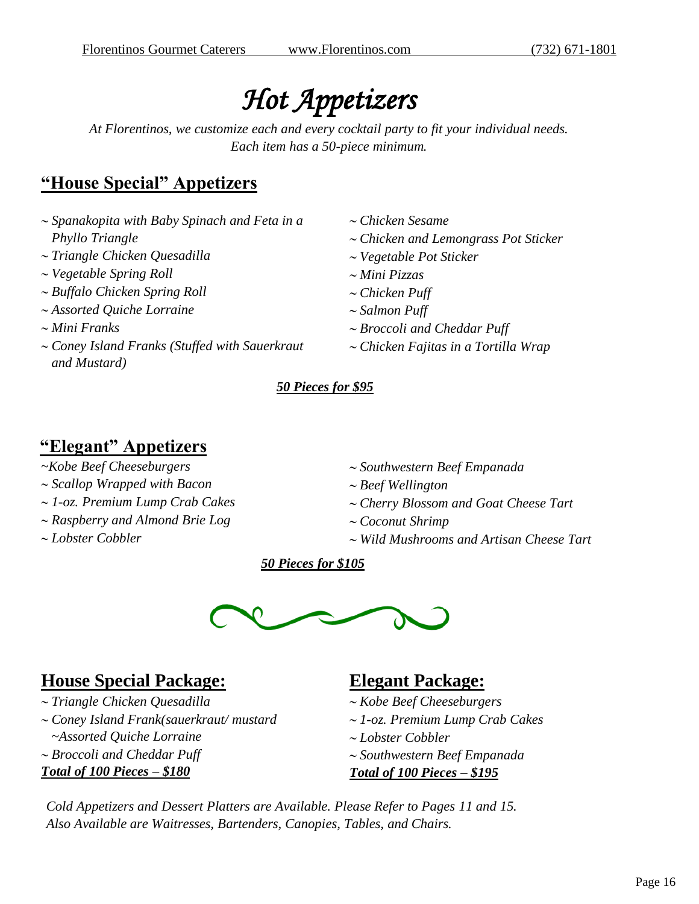# *Hot Appetizers*

*At Florentinos, we customize each and every cocktail party to fit your individual needs. Each item has a 50-piece minimum.*

## "House Special" Appetizers

- *~ Spanakopita with Baby Spinach and Feta in a Phyllo Triangle*
- *~ Triangle Chicken Quesadilla*
- *~ Vegetable Spring Roll*
- *~ Buffalo Chicken Spring Roll*
- *~ Assorted Quiche Lorraine*
- *~ Mini Franks*
- *~ Coney Island Franks (Stuffed with Sauerkraut and Mustard)*
- *~ Chicken Sesame*
- *~ Chicken and Lemongrass Pot Sticker*
- *~ Vegetable Pot Sticker*
- *~ Mini Pizzas*
- *~ Chicken Puff*
- *~ Salmon Puff*
- *~ Broccoli and Cheddar Puff*
- *~ Chicken Fajitas in a Tortilla Wrap*

***50 Pieces for $95***

## "Elegant" Appetizers

- *~Kobe Beef Cheeseburgers*
- *~ Scallop Wrapped with Bacon*
- *~ 1-oz. Premium Lump Crab Cakes*
- *~ Raspberry and Almond Brie Log*
- *~ Lobster Cobbler*
- *~ Southwestern Beef Empanada*
- *~ Beef Wellington*
- *~ Cherry Blossom and Goat Cheese Tart*
- *~ Coconut Shrimp*
- *~ Wild Mushrooms and Artisan Cheese Tart*

***50 Pieces for $105***

## House Special Package:

- *~ Triangle Chicken Quesadilla*
- *~ Coney Island Frank(sauerkraut/ mustard*
- *~Assorted Quiche Lorraine*
- *~ Broccoli and Cheddar Puff*

***Total of 100 Pieces – $180***

## Elegant Package:

- *~ Kobe Beef Cheeseburgers*
- *~ 1-oz. Premium Lump Crab Cakes*
- *~ Lobster Cobbler*
- *~ Southwestern Beef Empanada*

***Total of 100 Pieces – $195***

*Cold Appetizers and Dessert Platters are Available. Please Refer to Pages 11 and 15.*
*Also Available are Waitresses, Bartenders, Canopies, Tables, and Chairs.*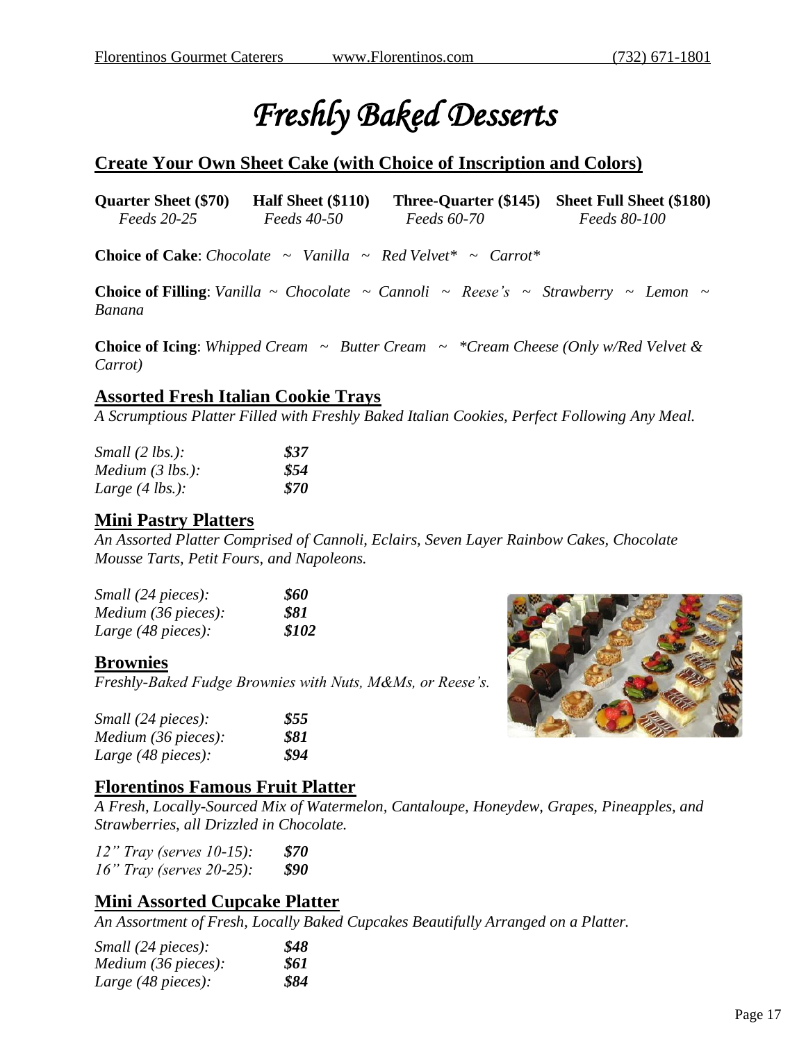# *Freshly Baked Desserts*

## Create Your Own Sheet Cake (with Choice of Inscription and Colors)

| Quarter Sheet ($70) | Half Sheet ($110) | Three-Quarter ($145) | Sheet Full Sheet ($180) |
|---|---|---|---|
| *Feeds 20-25* | *Feeds 40-50* | *Feeds 60-70* | *Feeds 80-100* |

**Choice of Cake**: *Chocolate ~ Vanilla ~ Red Velvet* ~ Carrot**

**Choice of Filling**: *Vanilla ~ Chocolate ~ Cannoli ~ Reese's ~ Strawberry ~ Lemon ~ Banana*

**Choice of Icing**: *Whipped Cream ~ Butter Cream ~ *Cream Cheese (Only w/Red Velvet & Carrot)*

## Assorted Fresh Italian Cookie Trays

*A Scrumptious Platter Filled with Freshly Baked Italian Cookies, Perfect Following Any Meal.*

| | |
|---|---|
| *Small (2 lbs.):* | ***$37*** |
| *Medium (3 lbs.):* | ***$54*** |
| *Large (4 lbs.):* | ***$70*** |

## Mini Pastry Platters

*An Assorted Platter Comprised of Cannoli, Eclairs, Seven Layer Rainbow Cakes, Chocolate Mousse Tarts, Petit Fours, and Napoleons.*

| | |
|---|---|
| *Small (24 pieces):* | ***$60*** |
| *Medium (36 pieces):* | ***$81*** |
| *Large (48 pieces):* | ***$102*** |

## Brownies

*Freshly-Baked Fudge Brownies with Nuts, M&Ms, or Reese's.*

| | |
|---|---|
| *Small (24 pieces):* | ***$55*** |
| *Medium (36 pieces):* | ***$81*** |
| *Large (48 pieces):* | ***$94*** |

## Florentinos Famous Fruit Platter

*A Fresh, Locally-Sourced Mix of Watermelon, Cantaloupe, Honeydew, Grapes, Pineapples, and Strawberries, all Drizzled in Chocolate.*

| | |
|---|---|
| *12" Tray (serves 10-15):* | ***$70*** |
| *16" Tray (serves 20-25):* | ***$90*** |

## Mini Assorted Cupcake Platter

*An Assortment of Fresh, Locally Baked Cupcakes Beautifully Arranged on a Platter.*

| | |
|---|---|
| *Small (24 pieces):* | ***$48*** |
| *Medium (36 pieces):* | ***$61*** |
| *Large (48 pieces):* | ***$84*** |